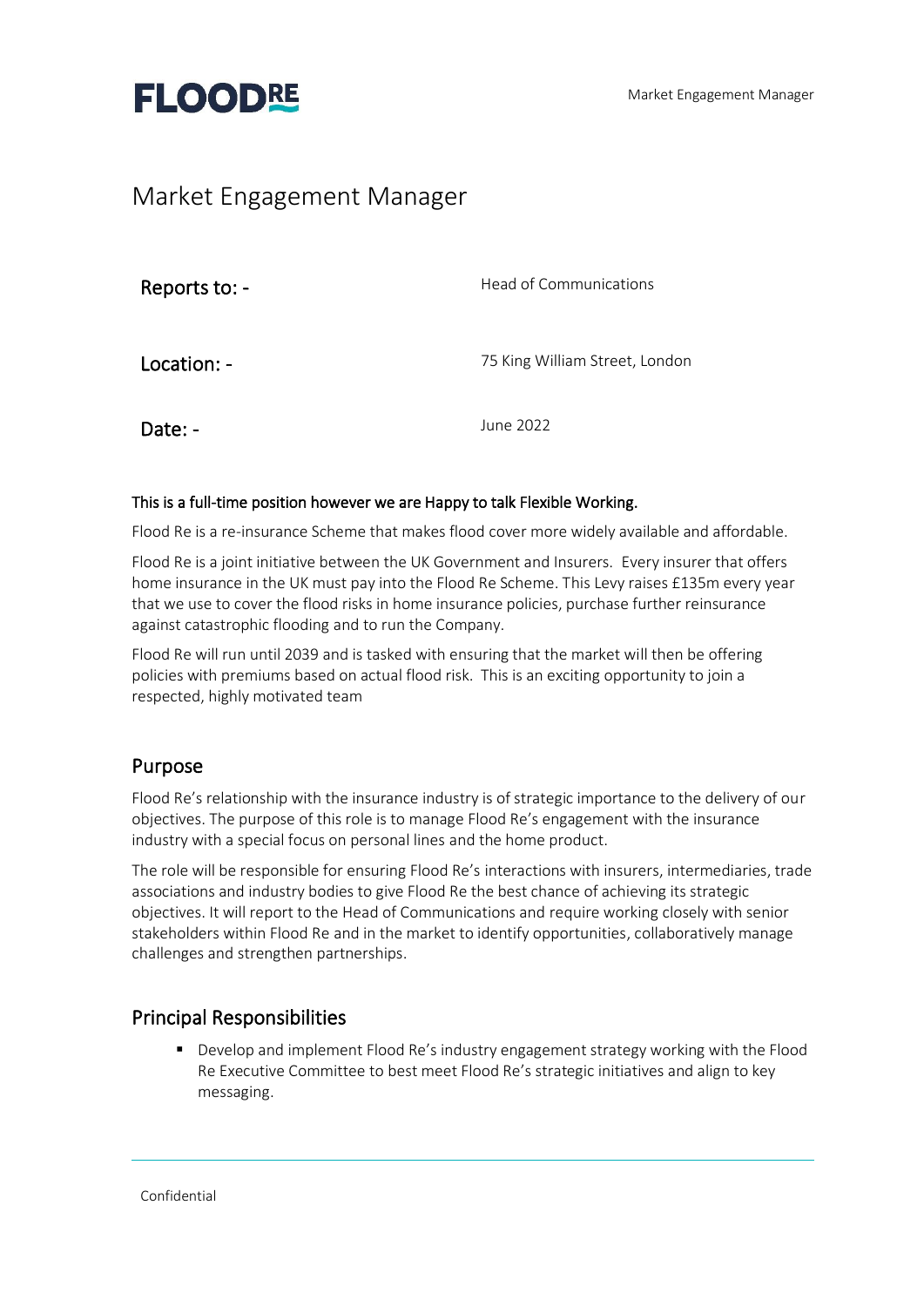FLOODRE

# Market Engagement Manager

| | |
|---|---|
| Reports to: - | Head of Communications |
| Location: - | 75 King William Street, London |
| Date: - | June 2022 |

**This is a full-time position however we are Happy to talk Flexible Working.**

Flood Re is a re-insurance Scheme that makes flood cover more widely available and affordable.

Flood Re is a joint initiative between the UK Government and Insurers. Every insurer that offers home insurance in the UK must pay into the Flood Re Scheme. This Levy raises £135m every year that we use to cover the flood risks in home insurance policies, purchase further reinsurance against catastrophic flooding and to run the Company.

Flood Re will run until 2039 and is tasked with ensuring that the market will then be offering policies with premiums based on actual flood risk. This is an exciting opportunity to join a respected, highly motivated team

## Purpose

Flood Re's relationship with the insurance industry is of strategic importance to the delivery of our objectives. The purpose of this role is to manage Flood Re's engagement with the insurance industry with a special focus on personal lines and the home product.

The role will be responsible for ensuring Flood Re's interactions with insurers, intermediaries, trade associations and industry bodies to give Flood Re the best chance of achieving its strategic objectives. It will report to the Head of Communications and require working closely with senior stakeholders within Flood Re and in the market to identify opportunities, collaboratively manage challenges and strengthen partnerships.

## Principal Responsibilities

- Develop and implement Flood Re's industry engagement strategy working with the Flood Re Executive Committee to best meet Flood Re's strategic initiatives and align to key messaging.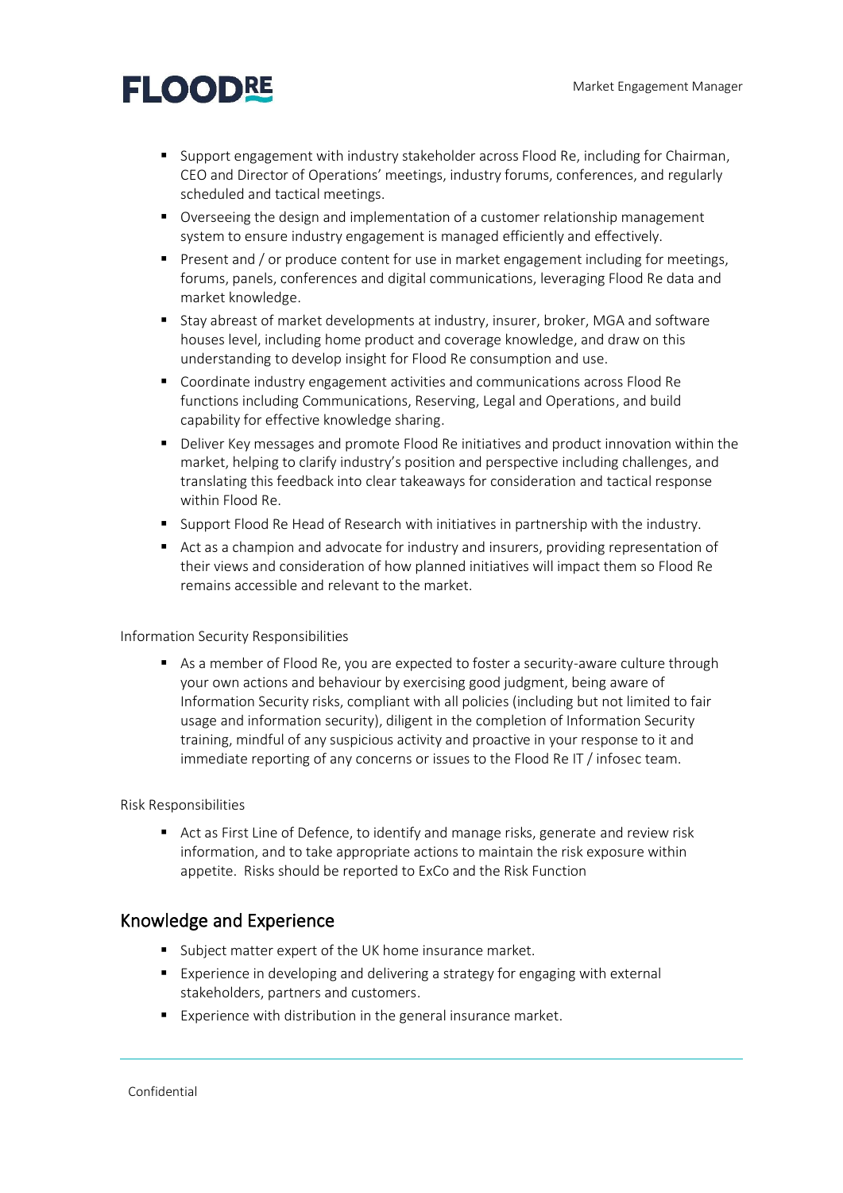- Support engagement with industry stakeholder across Flood Re, including for Chairman, CEO and Director of Operations' meetings, industry forums, conferences, and regularly scheduled and tactical meetings.
- Overseeing the design and implementation of a customer relationship management system to ensure industry engagement is managed efficiently and effectively.
- Present and / or produce content for use in market engagement including for meetings, forums, panels, conferences and digital communications, leveraging Flood Re data and market knowledge.
- Stay abreast of market developments at industry, insurer, broker, MGA and software houses level, including home product and coverage knowledge, and draw on this understanding to develop insight for Flood Re consumption and use.
- Coordinate industry engagement activities and communications across Flood Re functions including Communications, Reserving, Legal and Operations, and build capability for effective knowledge sharing.
- Deliver Key messages and promote Flood Re initiatives and product innovation within the market, helping to clarify industry's position and perspective including challenges, and translating this feedback into clear takeaways for consideration and tactical response within Flood Re.
- Support Flood Re Head of Research with initiatives in partnership with the industry.
- Act as a champion and advocate for industry and insurers, providing representation of their views and consideration of how planned initiatives will impact them so Flood Re remains accessible and relevant to the market.

Information Security Responsibilities

- As a member of Flood Re, you are expected to foster a security-aware culture through your own actions and behaviour by exercising good judgment, being aware of Information Security risks, compliant with all policies (including but not limited to fair usage and information security), diligent in the completion of Information Security training, mindful of any suspicious activity and proactive in your response to it and immediate reporting of any concerns or issues to the Flood Re IT / infosec team.

Risk Responsibilities

- Act as First Line of Defence, to identify and manage risks, generate and review risk information, and to take appropriate actions to maintain the risk exposure within appetite. Risks should be reported to ExCo and the Risk Function

## Knowledge and Experience

- Subject matter expert of the UK home insurance market.
- Experience in developing and delivering a strategy for engaging with external stakeholders, partners and customers.
- Experience with distribution in the general insurance market.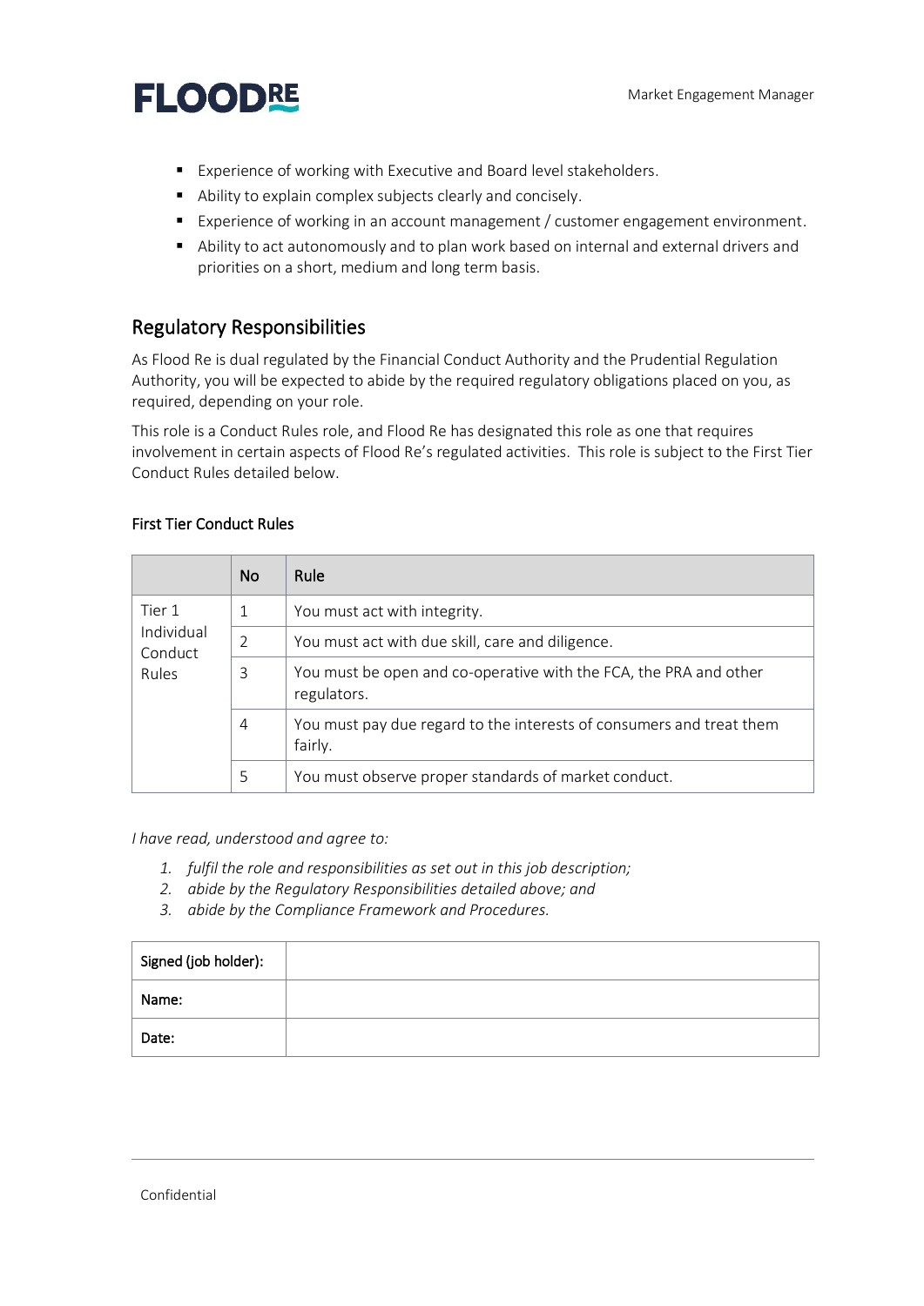- Experience of working with Executive and Board level stakeholders.
- Ability to explain complex subjects clearly and concisely.
- Experience of working in an account management / customer engagement environment.
- Ability to act autonomously and to plan work based on internal and external drivers and priorities on a short, medium and long term basis.

## Regulatory Responsibilities

As Flood Re is dual regulated by the Financial Conduct Authority and the Prudential Regulation Authority, you will be expected to abide by the required regulatory obligations placed on you, as required, depending on your role.

This role is a Conduct Rules role, and Flood Re has designated this role as one that requires involvement in certain aspects of Flood Re's regulated activities. This role is subject to the First Tier Conduct Rules detailed below.

### First Tier Conduct Rules

| | No | Rule |
|---|---|---|
| Tier 1 Individual Conduct Rules | 1 | You must act with integrity. |
| | 2 | You must act with due skill, care and diligence. |
| | 3 | You must be open and co-operative with the FCA, the PRA and other regulators. |
| | 4 | You must pay due regard to the interests of consumers and treat them fairly. |
| | 5 | You must observe proper standards of market conduct. |

*I have read, understood and agree to:*

1. *fulfil the role and responsibilities as set out in this job description;*
2. *abide by the Regulatory Responsibilities detailed above; and*
3. *abide by the Compliance Framework and Procedures.*

| | |
|---|---|
| Signed (job holder): | |
| Name: | |
| Date: | |

Confidential